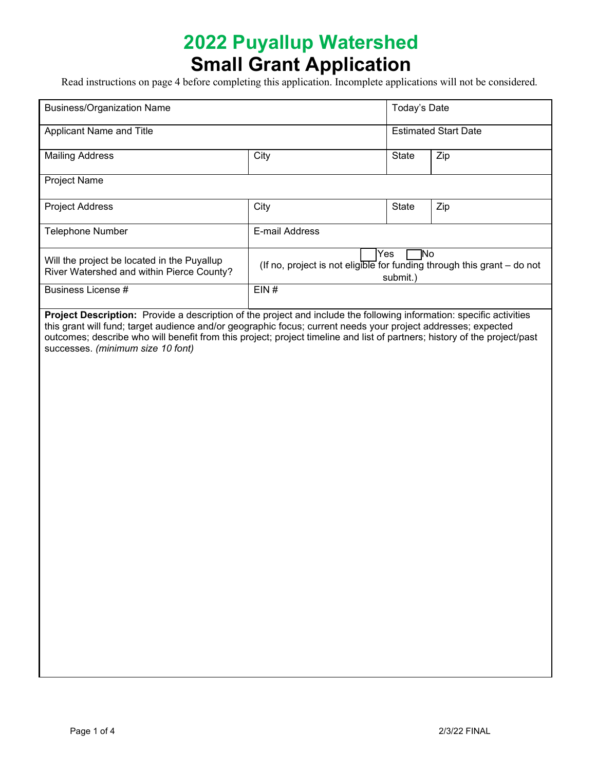# 2022 Puyallup Watershed
# Small Grant Application

Read instructions on page 4 before completing this application. Incomplete applications will not be considered.

| Business/Organization Name | | Today's Date | |
|---|---|---|---|
| Applicant Name and Title | | Estimated Start Date | |
| Mailing Address | City | State | Zip |
| Project Name | | | |
| Project Address | City | State | Zip |
| Telephone Number | E-mail Address | | |
| Will the project be located in the Puyallup River Watershed and within Pierce County? | ☐ Yes ☐ No (If no, project is not eligible for funding through this grant – do not submit.) | | |
| Business License # | EIN # | | |

**Project Description:** Provide a description of the project and include the following information: specific activities this grant will fund; target audience and/or geographic focus; current needs your project addresses; expected outcomes; describe who will benefit from this project; project timeline and list of partners; history of the project/past successes. *(minimum size 10 font)*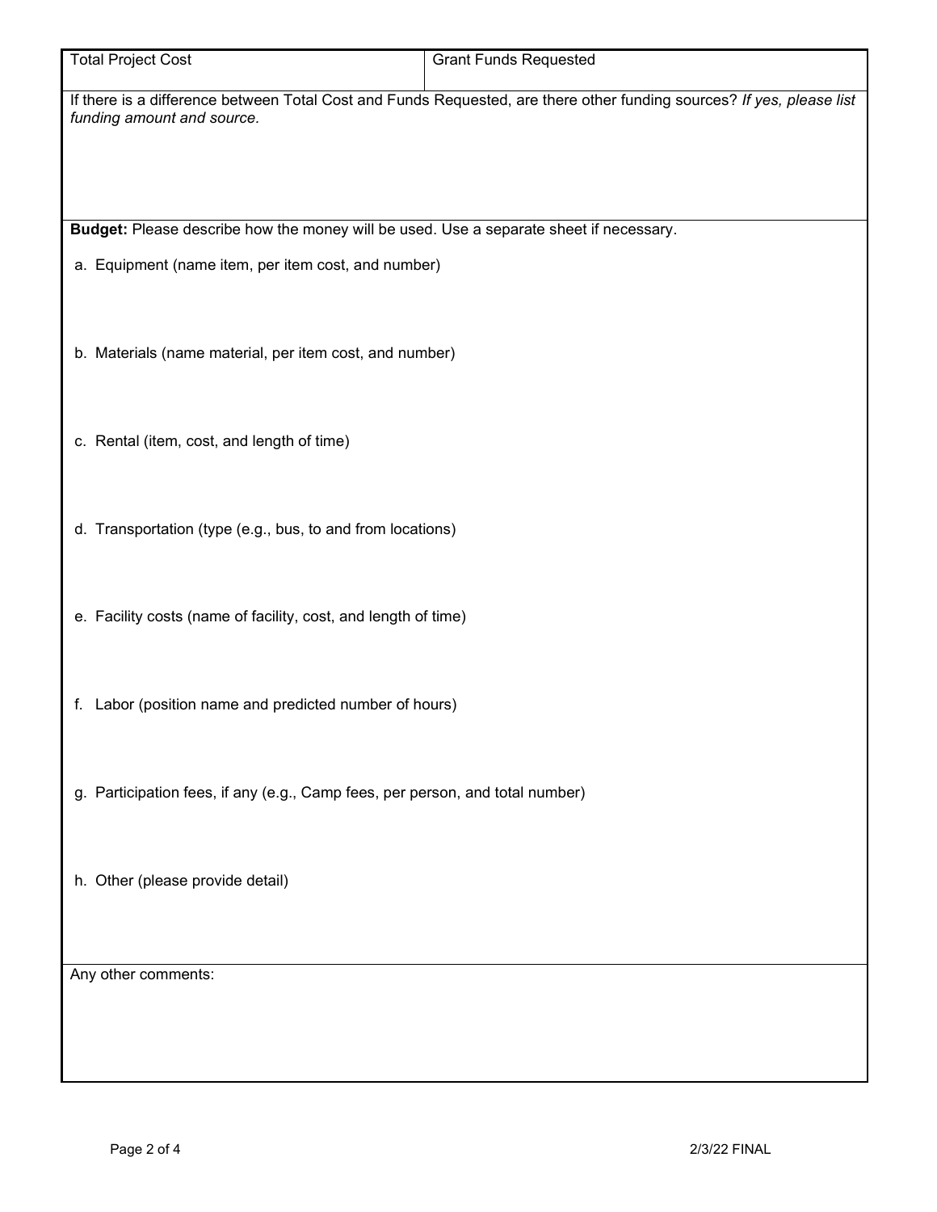| Total Project Cost | Grant Funds Requested |
|---|---|
| | |

If there is a difference between Total Cost and Funds Requested, are there other funding sources? *If yes, please list funding amount and source.*

**Budget:** Please describe how the money will be used. Use a separate sheet if necessary.

a. Equipment (name item, per item cost, and number)

b. Materials (name material, per item cost, and number)

c. Rental (item, cost, and length of time)

d. Transportation (type (e.g., bus, to and from locations)

e. Facility costs (name of facility, cost, and length of time)

f. Labor (position name and predicted number of hours)

g. Participation fees, if any (e.g., Camp fees, per person, and total number)

h. Other (please provide detail)

Any other comments: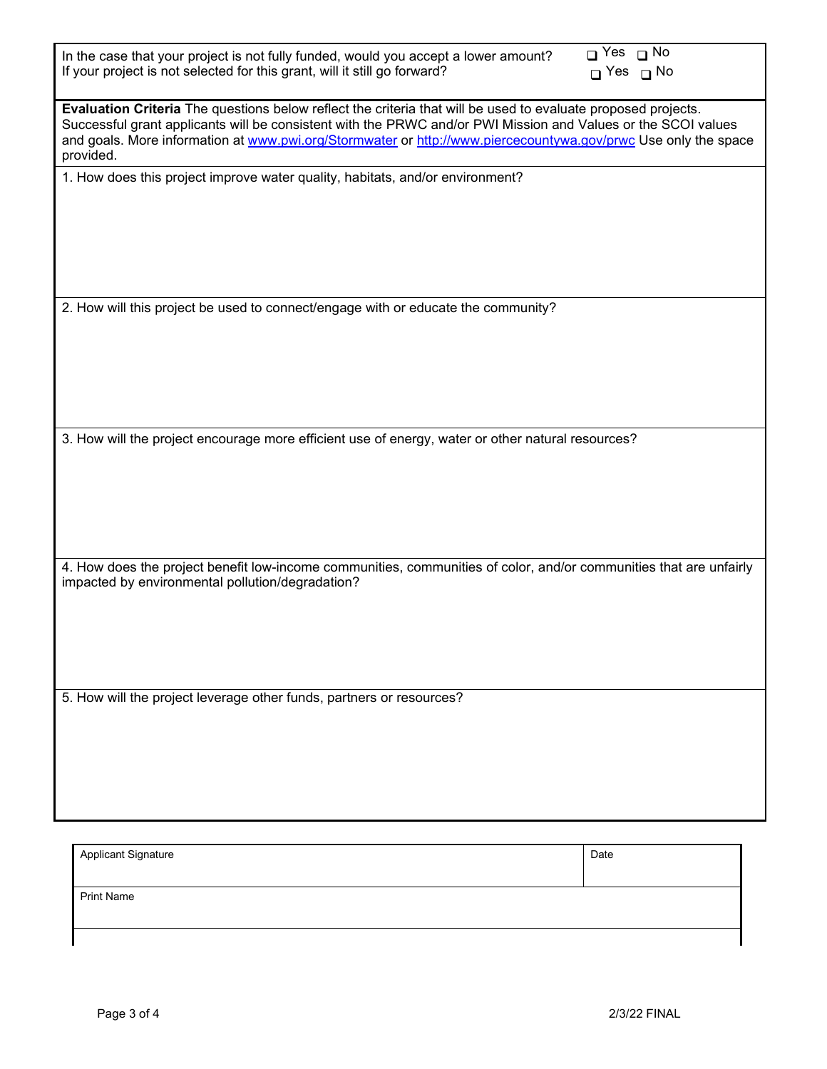In the case that your project is not fully funded, would you accept a lower amount? ❑ Yes ❑ No

If your project is not selected for this grant, will it still go forward? ❑ Yes ❑ No

**Evaluation Criteria** The questions below reflect the criteria that will be used to evaluate proposed projects. Successful grant applicants will be consistent with the PRWC and/or PWI Mission and Values or the SCOI values and goals. More information at [www.pwi.org/Stormwater](www.pwi.org/Stormwater) or [http://www.piercecountywa.gov/prwc](http://www.piercecountywa.gov/prwc) Use only the space provided.

1. How does this project improve water quality, habitats, and/or environment?

2. How will this project be used to connect/engage with or educate the community?

3. How will the project encourage more efficient use of energy, water or other natural resources?

4. How does the project benefit low-income communities, communities of color, and/or communities that are unfairly impacted by environmental pollution/degradation?

5. How will the project leverage other funds, partners or resources?

| Applicant Signature | Date |
| --- | --- |
| Print Name | |

2/3/22 FINAL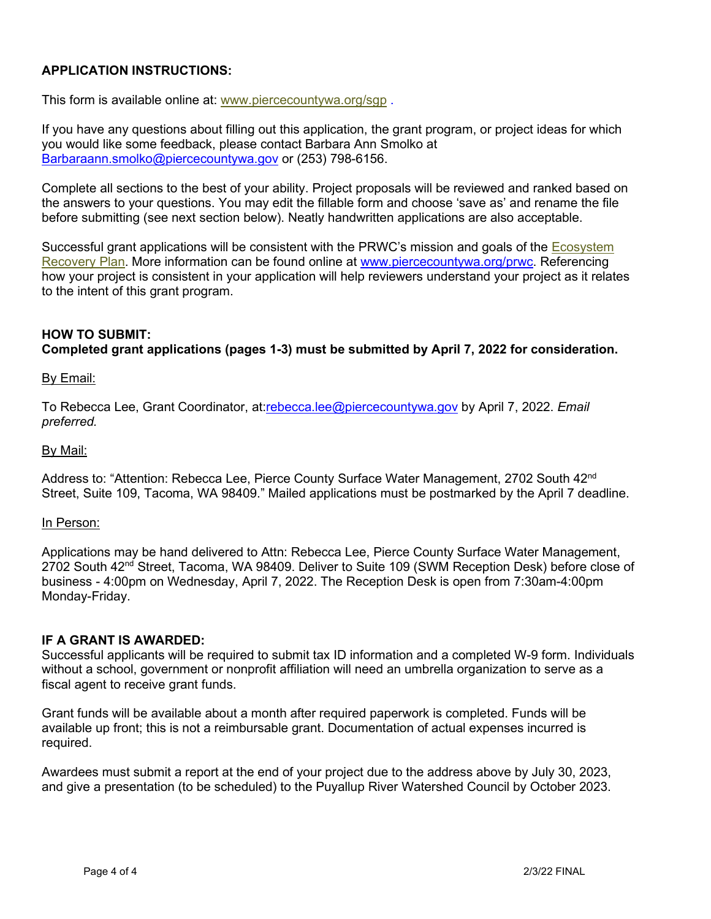**APPLICATION INSTRUCTIONS:**

This form is available online at: www.piercecountywa.org/sgp .

If you have any questions about filling out this application, the grant program, or project ideas for which you would like some feedback, please contact Barbara Ann Smolko at Barbaraann.smolko@piercecountywa.gov or (253) 798-6156.

Complete all sections to the best of your ability. Project proposals will be reviewed and ranked based on the answers to your questions. You may edit the fillable form and choose 'save as' and rename the file before submitting (see next section below). Neatly handwritten applications are also acceptable.

Successful grant applications will be consistent with the PRWC's mission and goals of the Ecosystem Recovery Plan. More information can be found online at www.piercecountywa.org/prwc. Referencing how your project is consistent in your application will help reviewers understand your project as it relates to the intent of this grant program.

**HOW TO SUBMIT:**
**Completed grant applications (pages 1-3) must be submitted by April 7, 2022 for consideration.**

By Email:

To Rebecca Lee, Grant Coordinator, at:rebecca.lee@piercecountywa.gov by April 7, 2022. *Email preferred.*

By Mail:

Address to: "Attention: Rebecca Lee, Pierce County Surface Water Management, 2702 South 42nd Street, Suite 109, Tacoma, WA 98409." Mailed applications must be postmarked by the April 7 deadline.

In Person:

Applications may be hand delivered to Attn: Rebecca Lee, Pierce County Surface Water Management, 2702 South 42nd Street, Tacoma, WA 98409. Deliver to Suite 109 (SWM Reception Desk) before close of business - 4:00pm on Wednesday, April 7, 2022. The Reception Desk is open from 7:30am-4:00pm Monday-Friday.

**IF A GRANT IS AWARDED:**

Successful applicants will be required to submit tax ID information and a completed W-9 form. Individuals without a school, government or nonprofit affiliation will need an umbrella organization to serve as a fiscal agent to receive grant funds.

Grant funds will be available about a month after required paperwork is completed. Funds will be available up front; this is not a reimbursable grant. Documentation of actual expenses incurred is required.

Awardees must submit a report at the end of your project due to the address above by July 30, 2023, and give a presentation (to be scheduled) to the Puyallup River Watershed Council by October 2023.

2/3/22 FINAL